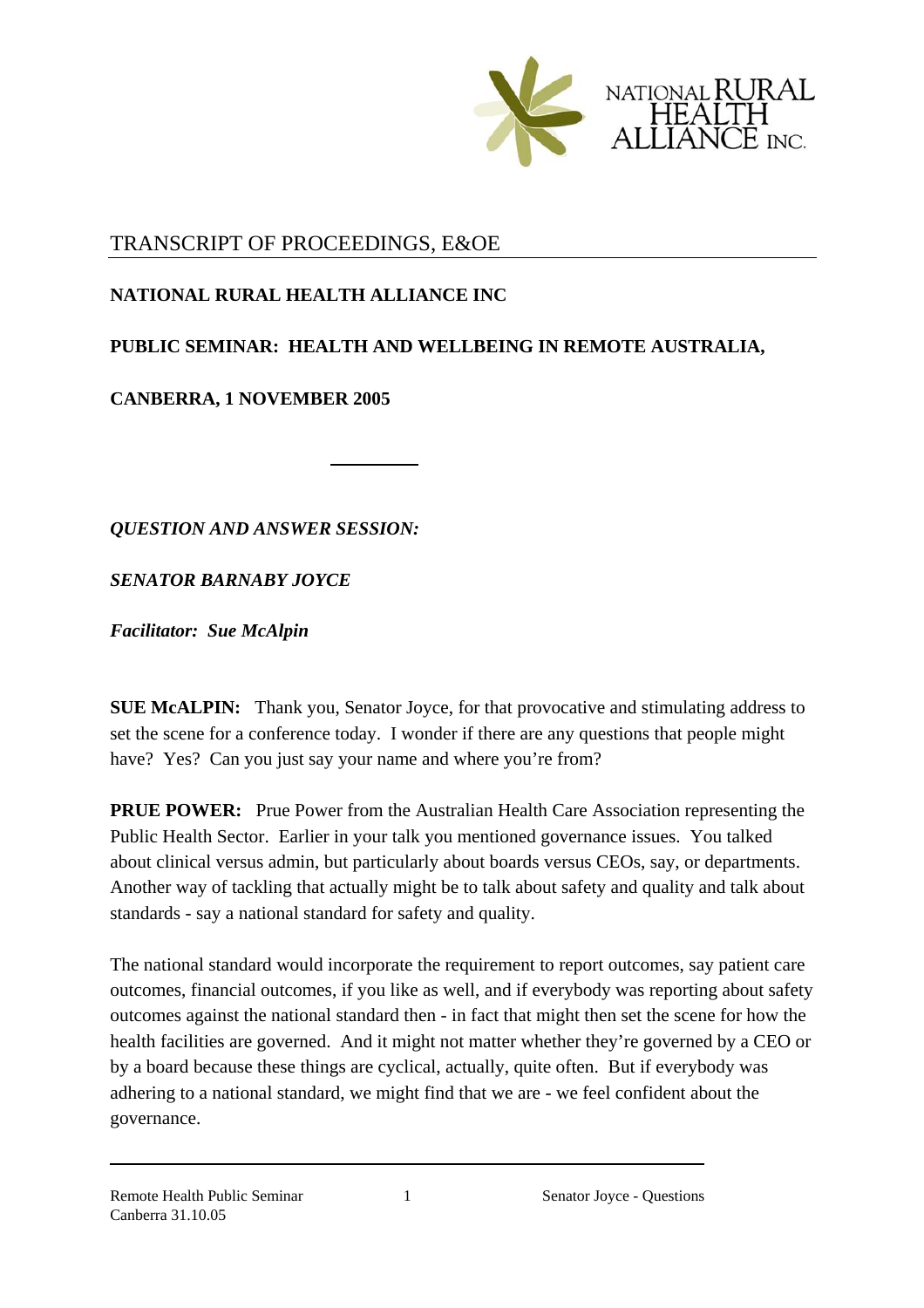NATIONAL RURAL HEALTH ALLIANCE INC.

# TRANSCRIPT OF PROCEEDINGS, E&OE

**NATIONAL RURAL HEALTH ALLIANCE INC**

**PUBLIC SEMINAR: HEALTH AND WELLBEING IN REMOTE AUSTRALIA,**

**CANBERRA, 1 NOVEMBER 2005**

---

***QUESTION AND ANSWER SESSION:***

***SENATOR BARNABY JOYCE***

***Facilitator: Sue McAlpin***

**SUE McALPIN:** Thank you, Senator Joyce, for that provocative and stimulating address to set the scene for a conference today. I wonder if there are any questions that people might have? Yes? Can you just say your name and where you're from?

**PRUE POWER:** Prue Power from the Australian Health Care Association representing the Public Health Sector. Earlier in your talk you mentioned governance issues. You talked about clinical versus admin, but particularly about boards versus CEOs, say, or departments. Another way of tackling that actually might be to talk about safety and quality and talk about standards - say a national standard for safety and quality.

The national standard would incorporate the requirement to report outcomes, say patient care outcomes, financial outcomes, if you like as well, and if everybody was reporting about safety outcomes against the national standard then - in fact that might then set the scene for how the health facilities are governed. And it might not matter whether they're governed by a CEO or by a board because these things are cyclical, actually, quite often. But if everybody was adhering to a national standard, we might find that we are - we feel confident about the governance.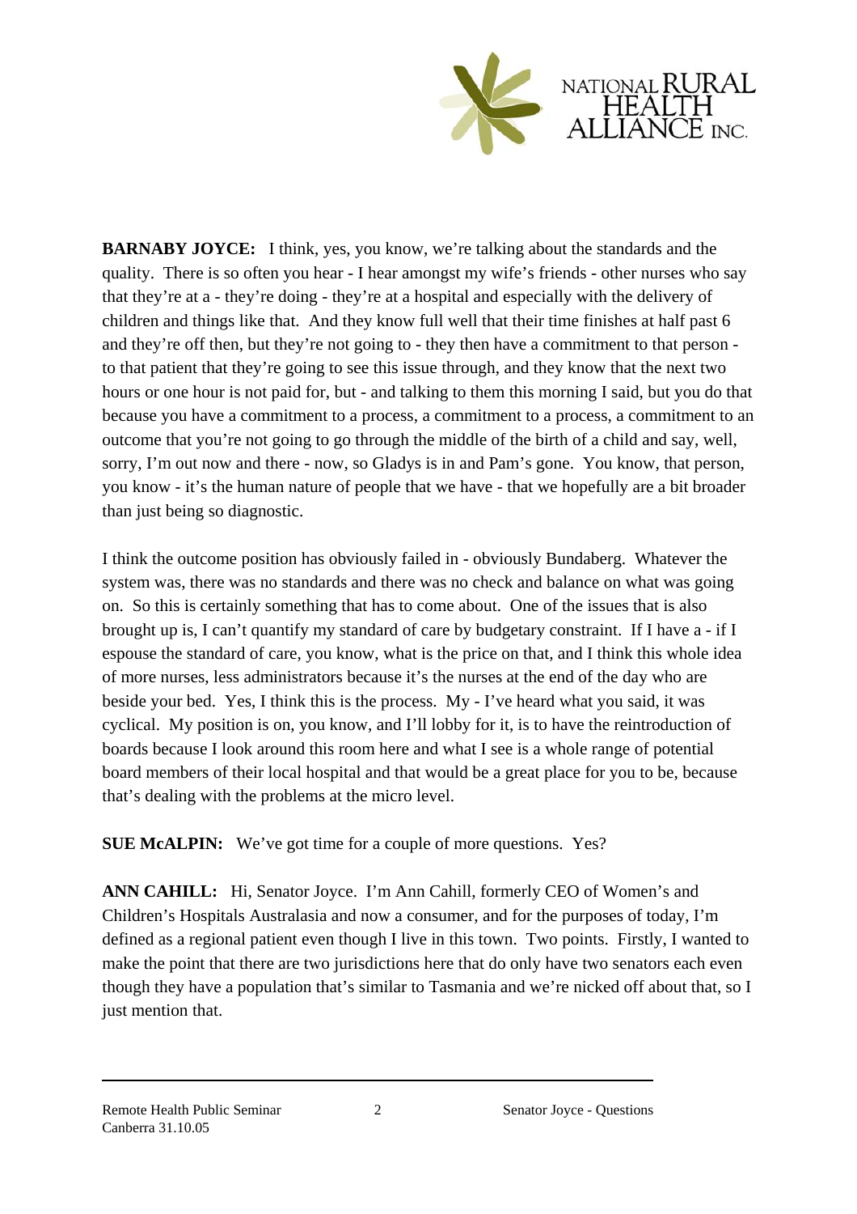**BARNABY JOYCE:** I think, yes, you know, we're talking about the standards and the quality. There is so often you hear - I hear amongst my wife's friends - other nurses who say that they're at a - they're doing - they're at a hospital and especially with the delivery of children and things like that. And they know full well that their time finishes at half past 6 and they're off then, but they're not going to - they then have a commitment to that person - to that patient that they're going to see this issue through, and they know that the next two hours or one hour is not paid for, but - and talking to them this morning I said, but you do that because you have a commitment to a process, a commitment to a process, a commitment to an outcome that you're not going to go through the middle of the birth of a child and say, well, sorry, I'm out now and there - now, so Gladys is in and Pam's gone. You know, that person, you know - it's the human nature of people that we have - that we hopefully are a bit broader than just being so diagnostic.

I think the outcome position has obviously failed in - obviously Bundaberg. Whatever the system was, there was no standards and there was no check and balance on what was going on. So this is certainly something that has to come about. One of the issues that is also brought up is, I can't quantify my standard of care by budgetary constraint. If I have a - if I espouse the standard of care, you know, what is the price on that, and I think this whole idea of more nurses, less administrators because it's the nurses at the end of the day who are beside your bed. Yes, I think this is the process. My - I've heard what you said, it was cyclical. My position is on, you know, and I'll lobby for it, is to have the reintroduction of boards because I look around this room here and what I see is a whole range of potential board members of their local hospital and that would be a great place for you to be, because that's dealing with the problems at the micro level.

**SUE McALPIN:** We've got time for a couple of more questions. Yes?

**ANN CAHILL:** Hi, Senator Joyce. I'm Ann Cahill, formerly CEO of Women's and Children's Hospitals Australasia and now a consumer, and for the purposes of today, I'm defined as a regional patient even though I live in this town. Two points. Firstly, I wanted to make the point that there are two jurisdictions here that do only have two senators each even though they have a population that's similar to Tasmania and we're nicked off about that, so I just mention that.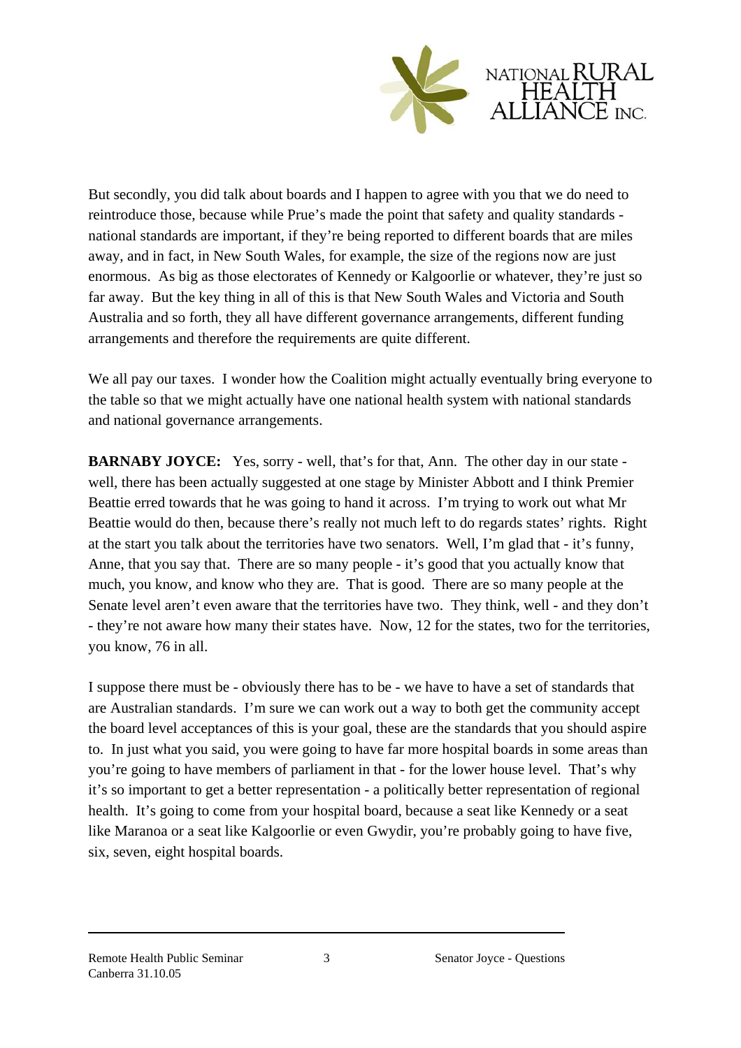But secondly, you did talk about boards and I happen to agree with you that we do need to reintroduce those, because while Prue's made the point that safety and quality standards - national standards are important, if they're being reported to different boards that are miles away, and in fact, in New South Wales, for example, the size of the regions now are just enormous. As big as those electorates of Kennedy or Kalgoorlie or whatever, they're just so far away. But the key thing in all of this is that New South Wales and Victoria and South Australia and so forth, they all have different governance arrangements, different funding arrangements and therefore the requirements are quite different.

We all pay our taxes. I wonder how the Coalition might actually eventually bring everyone to the table so that we might actually have one national health system with national standards and national governance arrangements.

**BARNABY JOYCE:** Yes, sorry - well, that's for that, Ann. The other day in our state - well, there has been actually suggested at one stage by Minister Abbott and I think Premier Beattie erred towards that he was going to hand it across. I'm trying to work out what Mr Beattie would do then, because there's really not much left to do regards states' rights. Right at the start you talk about the territories have two senators. Well, I'm glad that - it's funny, Anne, that you say that. There are so many people - it's good that you actually know that much, you know, and know who they are. That is good. There are so many people at the Senate level aren't even aware that the territories have two. They think, well - and they don't - they're not aware how many their states have. Now, 12 for the states, two for the territories, you know, 76 in all.

I suppose there must be - obviously there has to be - we have to have a set of standards that are Australian standards. I'm sure we can work out a way to both get the community accept the board level acceptances of this is your goal, these are the standards that you should aspire to. In just what you said, you were going to have far more hospital boards in some areas than you're going to have members of parliament in that - for the lower house level. That's why it's so important to get a better representation - a politically better representation of regional health. It's going to come from your hospital board, because a seat like Kennedy or a seat like Maranoa or a seat like Kalgoorlie or even Gwydir, you're probably going to have five, six, seven, eight hospital boards.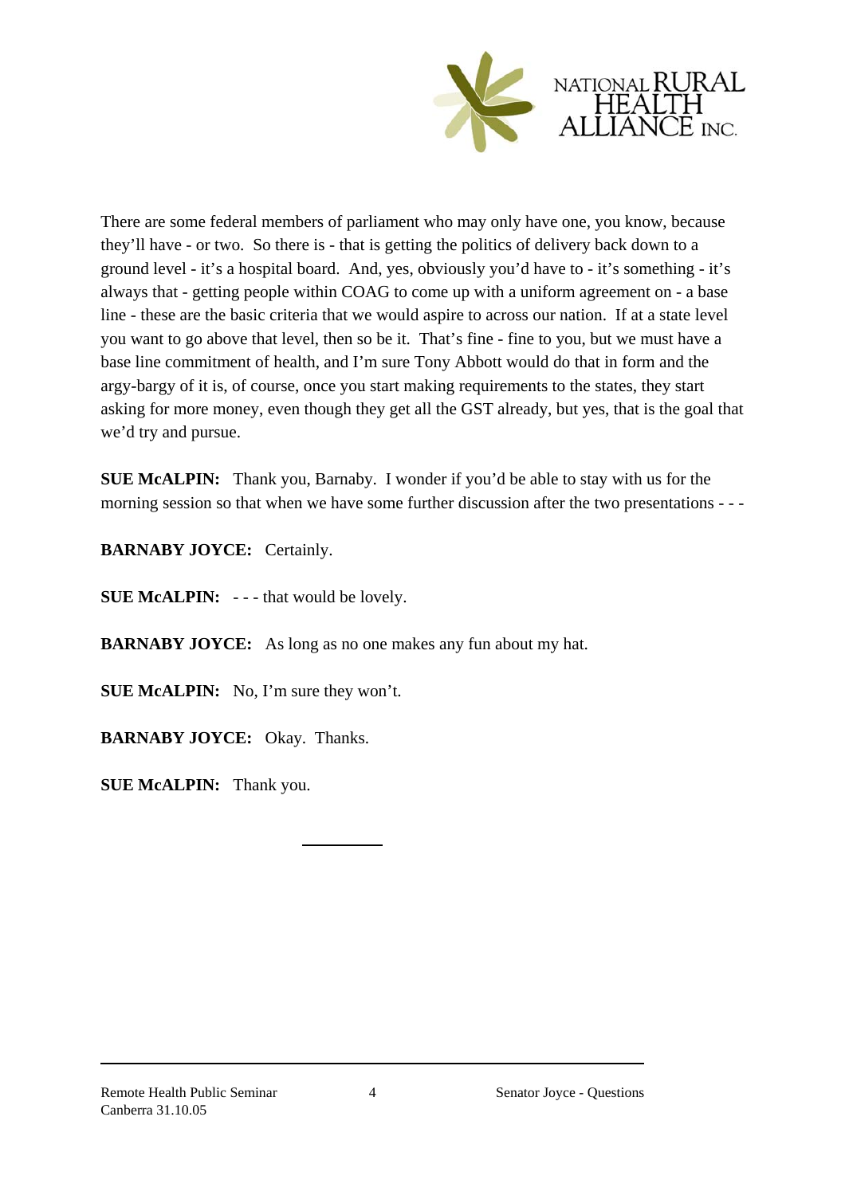There are some federal members of parliament who may only have one, you know, because they'll have - or two. So there is - that is getting the politics of delivery back down to a ground level - it's a hospital board. And, yes, obviously you'd have to - it's something - it's always that - getting people within COAG to come up with a uniform agreement on - a base line - these are the basic criteria that we would aspire to across our nation. If at a state level you want to go above that level, then so be it. That's fine - fine to you, but we must have a base line commitment of health, and I'm sure Tony Abbott would do that in form and the argy-bargy of it is, of course, once you start making requirements to the states, they start asking for more money, even though they get all the GST already, but yes, that is the goal that we'd try and pursue.

**SUE McALPIN:** Thank you, Barnaby. I wonder if you'd be able to stay with us for the morning session so that when we have some further discussion after the two presentations - - -

**BARNABY JOYCE:** Certainly.

**SUE McALPIN:** - - - that would be lovely.

**BARNABY JOYCE:** As long as no one makes any fun about my hat.

**SUE McALPIN:** No, I'm sure they won't.

**BARNABY JOYCE:** Okay. Thanks.

**SUE McALPIN:** Thank you.

---